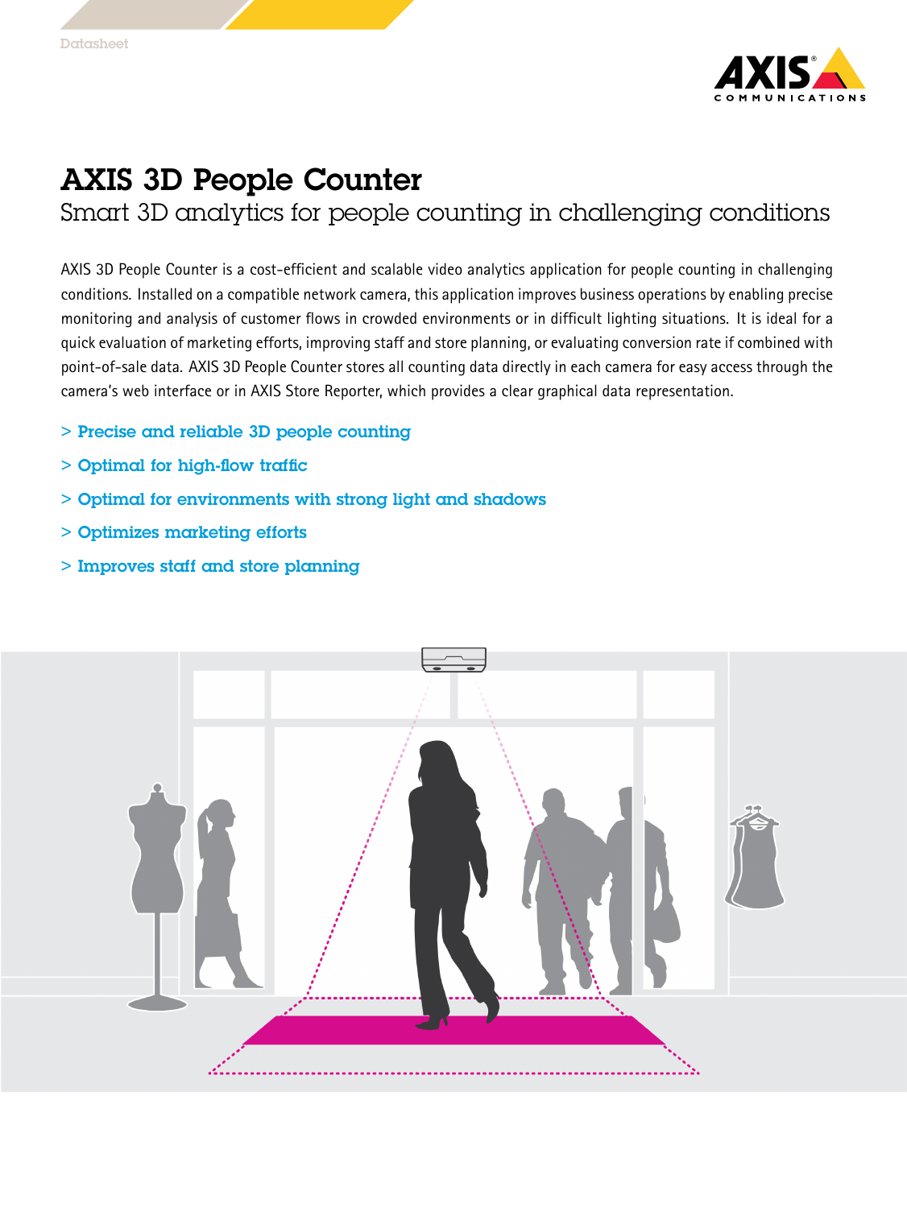Datasheet

# AXIS 3D People Counter

## Smart 3D analytics for people counting in challenging conditions

AXIS 3D People Counter is a cost-efficient and scalable video analytics application for people counting in challenging conditions. Installed on a compatible network camera, this application improves business operations by enabling precise monitoring and analysis of customer flows in crowded environments or in difficult lighting situations. It is ideal for a quick evaluation of marketing efforts, improving staff and store planning, or evaluating conversion rate if combined with point-of-sale data. AXIS 3D People Counter stores all counting data directly in each camera for easy access through the camera's web interface or in AXIS Store Reporter, which provides a clear graphical data representation.

> Precise and reliable 3D people counting

> Optimal for high-flow traffic

> Optimal for environments with strong light and shadows

> Optimizes marketing efforts

> Improves staff and store planning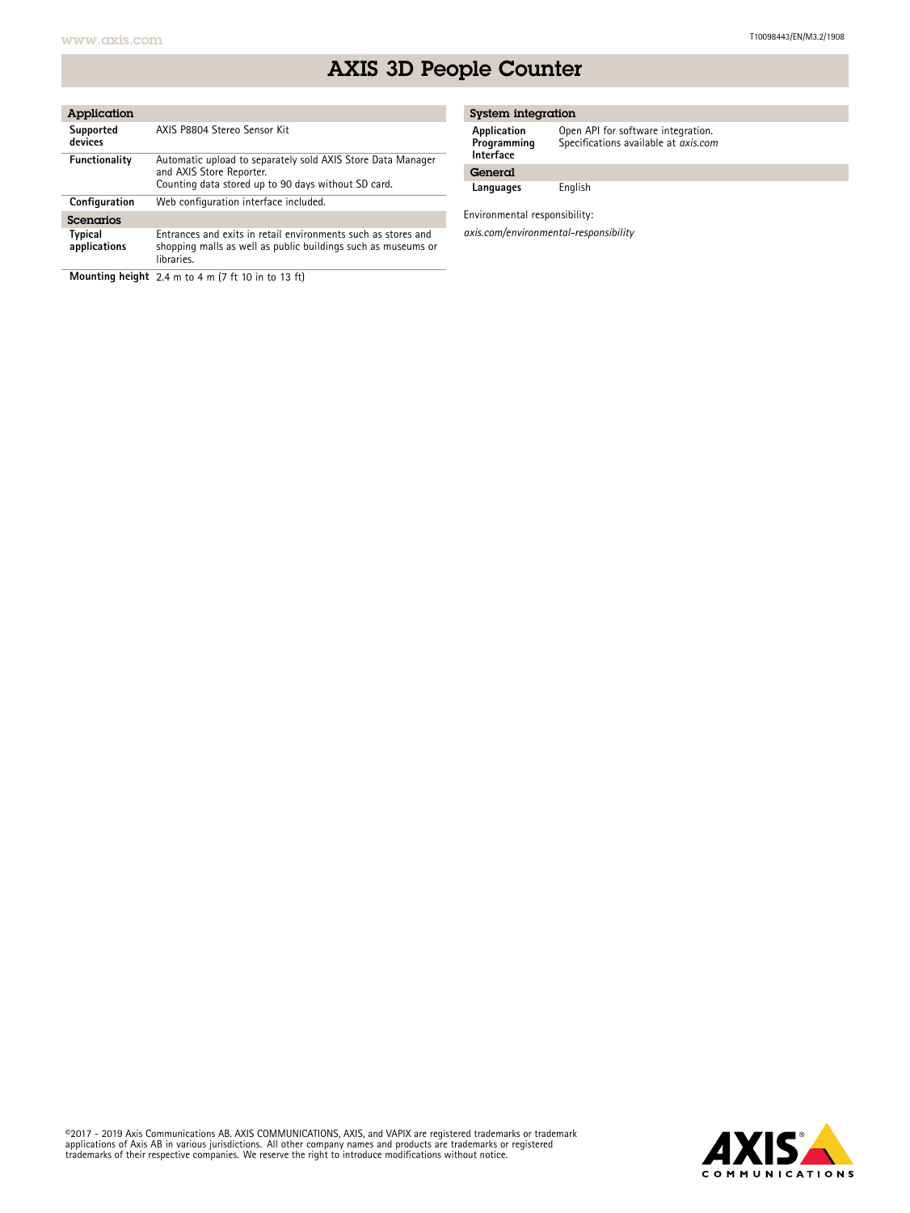# AXIS 3D People Counter

## Application

| | |
|---|---|
| **Supported devices** | AXIS P8804 Stereo Sensor Kit |
| **Functionality** | Automatic upload to separately sold AXIS Store Data Manager and AXIS Store Reporter.<br>Counting data stored up to 90 days without SD card. |
| **Configuration** | Web configuration interface included. |

## Scenarios

| | |
|---|---|
| **Typical applications** | Entrances and exits in retail environments such as stores and shopping malls as well as public buildings such as museums or libraries. |
| **Mounting height** | 2.4 m to 4 m (7 ft 10 in to 13 ft) |

## System integration

| | |
|---|---|
| **Application Programming Interface** | Open API for software integration.<br>Specifications available at *axis.com* |

## General

| | |
|---|---|
| **Languages** | English |

Environmental responsibility:

*axis.com/environmental-responsibility*

©2017 - 2019 Axis Communications AB. AXIS COMMUNICATIONS, AXIS, and VAPIX are registered trademarks or trademark applications of Axis AB in various jurisdictions. All other company names and products are trademarks or registered trademarks of their respective companies. We reserve the right to introduce modifications without notice.